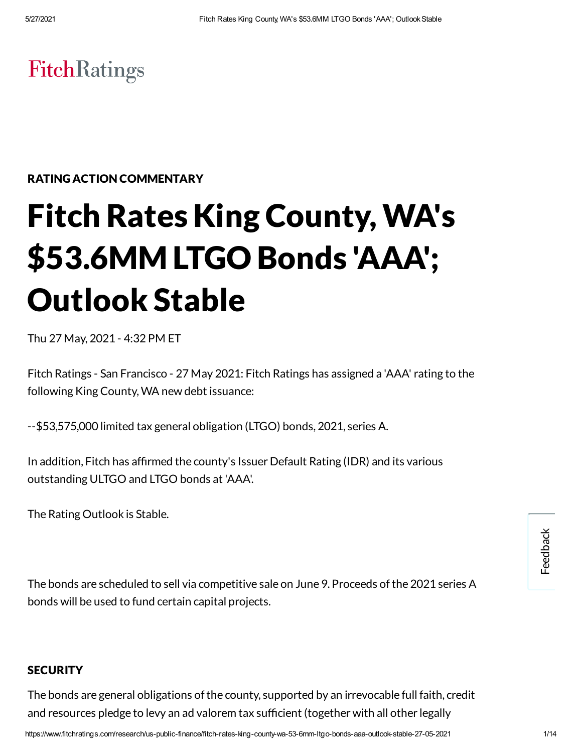FitchRatings

RATING ACTION COMMENTARY

# Fitch Rates King County, WA's $53.6MM LTGO Bonds 'AAA'; Outlook Stable

Thu 27 May, 2021 - 4:32 PM ET

Fitch Ratings - San Francisco - 27 May 2021: Fitch Ratings has assigned a 'AAA' rating to the following King County, WA new debt issuance:

--$53,575,000 limited tax general obligation (LTGO) bonds, 2021, series A.

In addition, Fitch has affirmed the county's Issuer Default Rating (IDR) and its various outstanding ULTGO and LTGO bonds at 'AAA'.

The Rating Outlook is Stable.

The bonds are scheduled to sell via competitive sale on June 9. Proceeds of the 2021 series A bonds will be used to fund certain capital projects.

## SECURITY

The bonds are general obligations of the county, supported by an irrevocable full faith, credit and resources pledge to levy an ad valorem tax sufficient (together with all other legally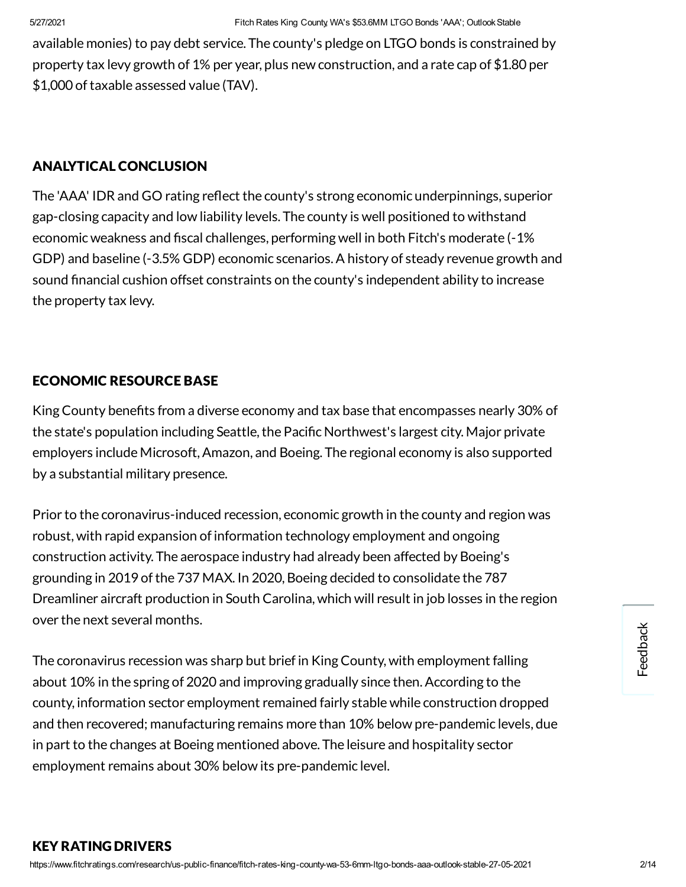available monies) to pay debt service. The county's pledge on LTGO bonds is constrained by property tax levy growth of 1% per year, plus new construction, and a rate cap of $1.80 per $1,000 of taxable assessed value (TAV).

## ANALYTICAL CONCLUSION

The 'AAA' IDR and GO rating reflect the county's strong economic underpinnings, superior gap-closing capacity and low liability levels. The county is well positioned to withstand economic weakness and fiscal challenges, performing well in both Fitch's moderate (-1% GDP) and baseline (-3.5% GDP) economic scenarios. A history of steady revenue growth and sound financial cushion offset constraints on the county's independent ability to increase the property tax levy.

## ECONOMIC RESOURCE BASE

King County benefits from a diverse economy and tax base that encompasses nearly 30% of the state's population including Seattle, the Pacific Northwest's largest city. Major private employers include Microsoft, Amazon, and Boeing. The regional economy is also supported by a substantial military presence.

Prior to the coronavirus-induced recession, economic growth in the county and region was robust, with rapid expansion of information technology employment and ongoing construction activity. The aerospace industry had already been affected by Boeing's grounding in 2019 of the 737 MAX. In 2020, Boeing decided to consolidate the 787 Dreamliner aircraft production in South Carolina, which will result in job losses in the region over the next several months.

The coronavirus recession was sharp but brief in King County, with employment falling about 10% in the spring of 2020 and improving gradually since then. According to the county, information sector employment remained fairly stable while construction dropped and then recovered; manufacturing remains more than 10% below pre-pandemic levels, due in part to the changes at Boeing mentioned above. The leisure and hospitality sector employment remains about 30% below its pre-pandemic level.

## KEY RATING DRIVERS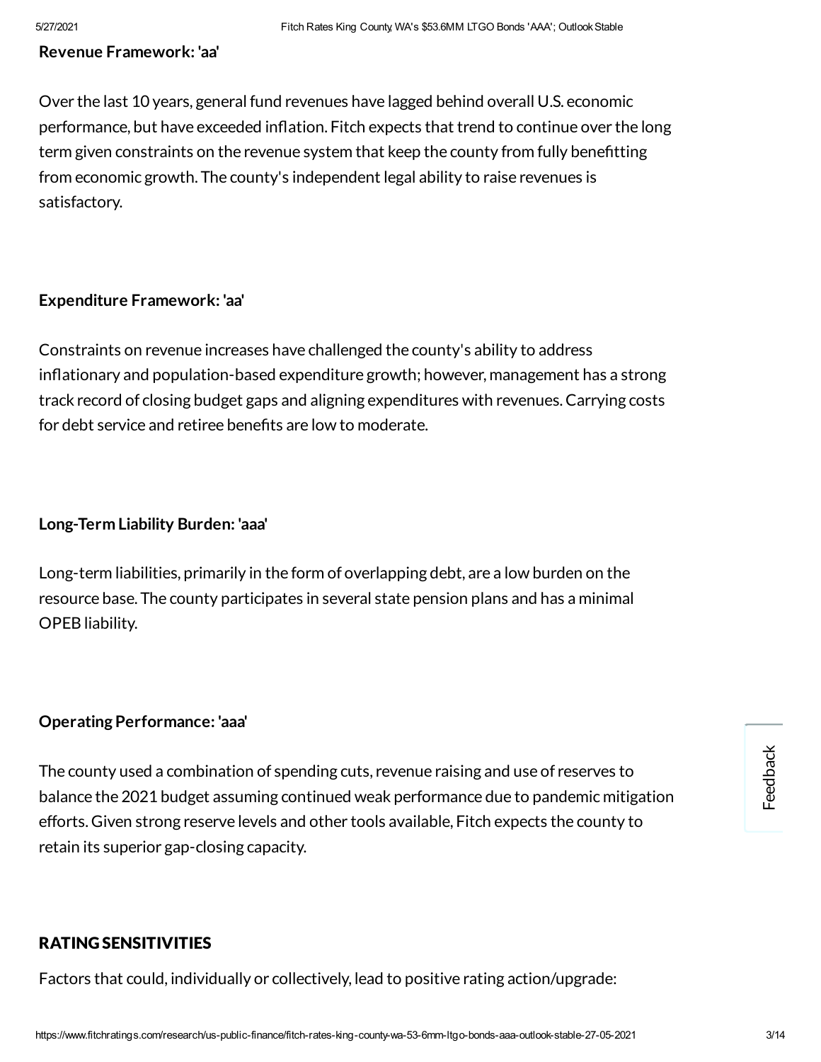**Revenue Framework: 'aa'**

Over the last 10 years, general fund revenues have lagged behind overall U.S. economic performance, but have exceeded inflation. Fitch expects that trend to continue over the long term given constraints on the revenue system that keep the county from fully benefitting from economic growth. The county's independent legal ability to raise revenues is satisfactory.

**Expenditure Framework: 'aa'**

Constraints on revenue increases have challenged the county's ability to address inflationary and population-based expenditure growth; however, management has a strong track record of closing budget gaps and aligning expenditures with revenues. Carrying costs for debt service and retiree benefits are low to moderate.

**Long-Term Liability Burden: 'aaa'**

Long-term liabilities, primarily in the form of overlapping debt, are a low burden on the resource base. The county participates in several state pension plans and has a minimal OPEB liability.

**Operating Performance: 'aaa'**

The county used a combination of spending cuts, revenue raising and use of reserves to balance the 2021 budget assuming continued weak performance due to pandemic mitigation efforts. Given strong reserve levels and other tools available, Fitch expects the county to retain its superior gap-closing capacity.

## RATING SENSITIVITIES

Factors that could, individually or collectively, lead to positive rating action/upgrade: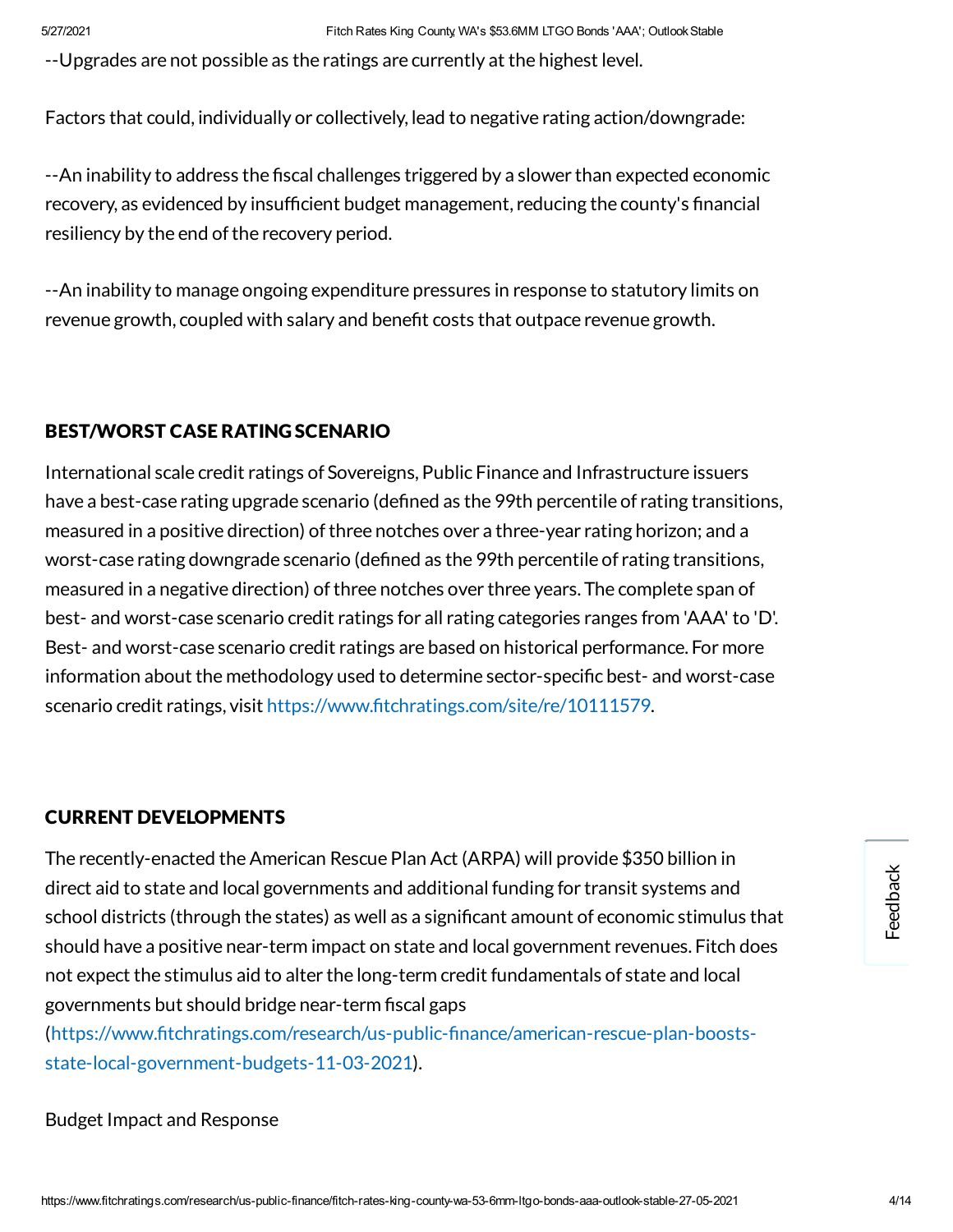--Upgrades are not possible as the ratings are currently at the highest level.

Factors that could, individually or collectively, lead to negative rating action/downgrade:

--An inability to address the fiscal challenges triggered by a slower than expected economic recovery, as evidenced by insufficient budget management, reducing the county's financial resiliency by the end of the recovery period.

--An inability to manage ongoing expenditure pressures in response to statutory limits on revenue growth, coupled with salary and benefit costs that outpace revenue growth.

## BEST/WORST CASE RATING SCENARIO

International scale credit ratings of Sovereigns, Public Finance and Infrastructure issuers have a best-case rating upgrade scenario (defined as the 99th percentile of rating transitions, measured in a positive direction) of three notches over a three-year rating horizon; and a worst-case rating downgrade scenario (defined as the 99th percentile of rating transitions, measured in a negative direction) of three notches over three years. The complete span of best- and worst-case scenario credit ratings for all rating categories ranges from 'AAA' to 'D'. Best- and worst-case scenario credit ratings are based on historical performance. For more information about the methodology used to determine sector-specific best- and worst-case scenario credit ratings, visit https://www.fitchratings.com/site/re/10111579.

## CURRENT DEVELOPMENTS

The recently-enacted the American Rescue Plan Act (ARPA) will provide $350 billion in direct aid to state and local governments and additional funding for transit systems and school districts (through the states) as well as a significant amount of economic stimulus that should have a positive near-term impact on state and local government revenues. Fitch does not expect the stimulus aid to alter the long-term credit fundamentals of state and local governments but should bridge near-term fiscal gaps (https://www.fitchratings.com/research/us-public-finance/american-rescue-plan-boosts-state-local-government-budgets-11-03-2021).

Budget Impact and Response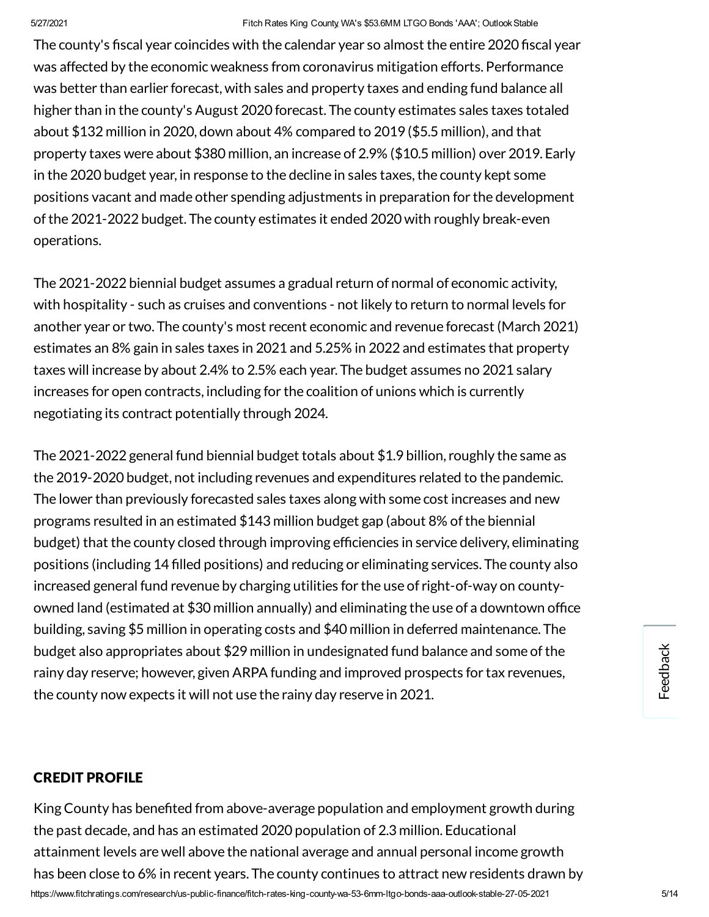The county's fiscal year coincides with the calendar year so almost the entire 2020 fiscal year was affected by the economic weakness from coronavirus mitigation efforts. Performance was better than earlier forecast, with sales and property taxes and ending fund balance all higher than in the county's August 2020 forecast. The county estimates sales taxes totaled about $132 million in 2020, down about 4% compared to 2019 ($5.5 million), and that property taxes were about $380 million, an increase of 2.9% ($10.5 million) over 2019. Early in the 2020 budget year, in response to the decline in sales taxes, the county kept some positions vacant and made other spending adjustments in preparation for the development of the 2021-2022 budget. The county estimates it ended 2020 with roughly break-even operations.

The 2021-2022 biennial budget assumes a gradual return of normal of economic activity, with hospitality - such as cruises and conventions - not likely to return to normal levels for another year or two. The county's most recent economic and revenue forecast (March 2021) estimates an 8% gain in sales taxes in 2021 and 5.25% in 2022 and estimates that property taxes will increase by about 2.4% to 2.5% each year. The budget assumes no 2021 salary increases for open contracts, including for the coalition of unions which is currently negotiating its contract potentially through 2024.

The 2021-2022 general fund biennial budget totals about $1.9 billion, roughly the same as the 2019-2020 budget, not including revenues and expenditures related to the pandemic. The lower than previously forecasted sales taxes along with some cost increases and new programs resulted in an estimated $143 million budget gap (about 8% of the biennial budget) that the county closed through improving efficiencies in service delivery, eliminating positions (including 14 filled positions) and reducing or eliminating services. The county also increased general fund revenue by charging utilities for the use of right-of-way on county-owned land (estimated at $30 million annually) and eliminating the use of a downtown office building, saving $5 million in operating costs and $40 million in deferred maintenance. The budget also appropriates about $29 million in undesignated fund balance and some of the rainy day reserve; however, given ARPA funding and improved prospects for tax revenues, the county now expects it will not use the rainy day reserve in 2021.

## CREDIT PROFILE

King County has benefited from above-average population and employment growth during the past decade, and has an estimated 2020 population of 2.3 million. Educational attainment levels are well above the national average and annual personal income growth has been close to 6% in recent years. The county continues to attract new residents drawn by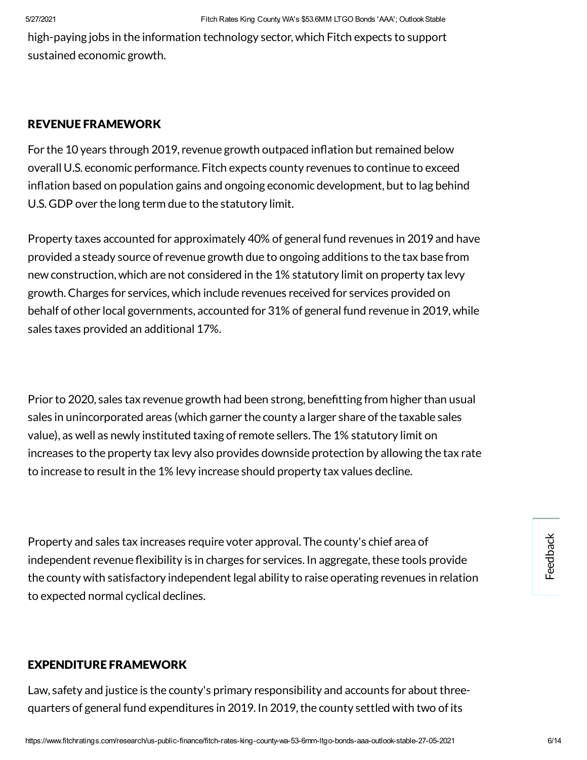high-paying jobs in the information technology sector, which Fitch expects to support sustained economic growth.

## REVENUE FRAMEWORK

For the 10 years through 2019, revenue growth outpaced inflation but remained below overall U.S. economic performance. Fitch expects county revenues to continue to exceed inflation based on population gains and ongoing economic development, but to lag behind U.S. GDP over the long term due to the statutory limit.

Property taxes accounted for approximately 40% of general fund revenues in 2019 and have provided a steady source of revenue growth due to ongoing additions to the tax base from new construction, which are not considered in the 1% statutory limit on property tax levy growth. Charges for services, which include revenues received for services provided on behalf of other local governments, accounted for 31% of general fund revenue in 2019, while sales taxes provided an additional 17%.

Prior to 2020, sales tax revenue growth had been strong, benefitting from higher than usual sales in unincorporated areas (which garner the county a larger share of the taxable sales value), as well as newly instituted taxing of remote sellers. The 1% statutory limit on increases to the property tax levy also provides downside protection by allowing the tax rate to increase to result in the 1% levy increase should property tax values decline.

Property and sales tax increases require voter approval. The county's chief area of independent revenue flexibility is in charges for services. In aggregate, these tools provide the county with satisfactory independent legal ability to raise operating revenues in relation to expected normal cyclical declines.

## EXPENDITURE FRAMEWORK

Law, safety and justice is the county's primary responsibility and accounts for about three-quarters of general fund expenditures in 2019. In 2019, the county settled with two of its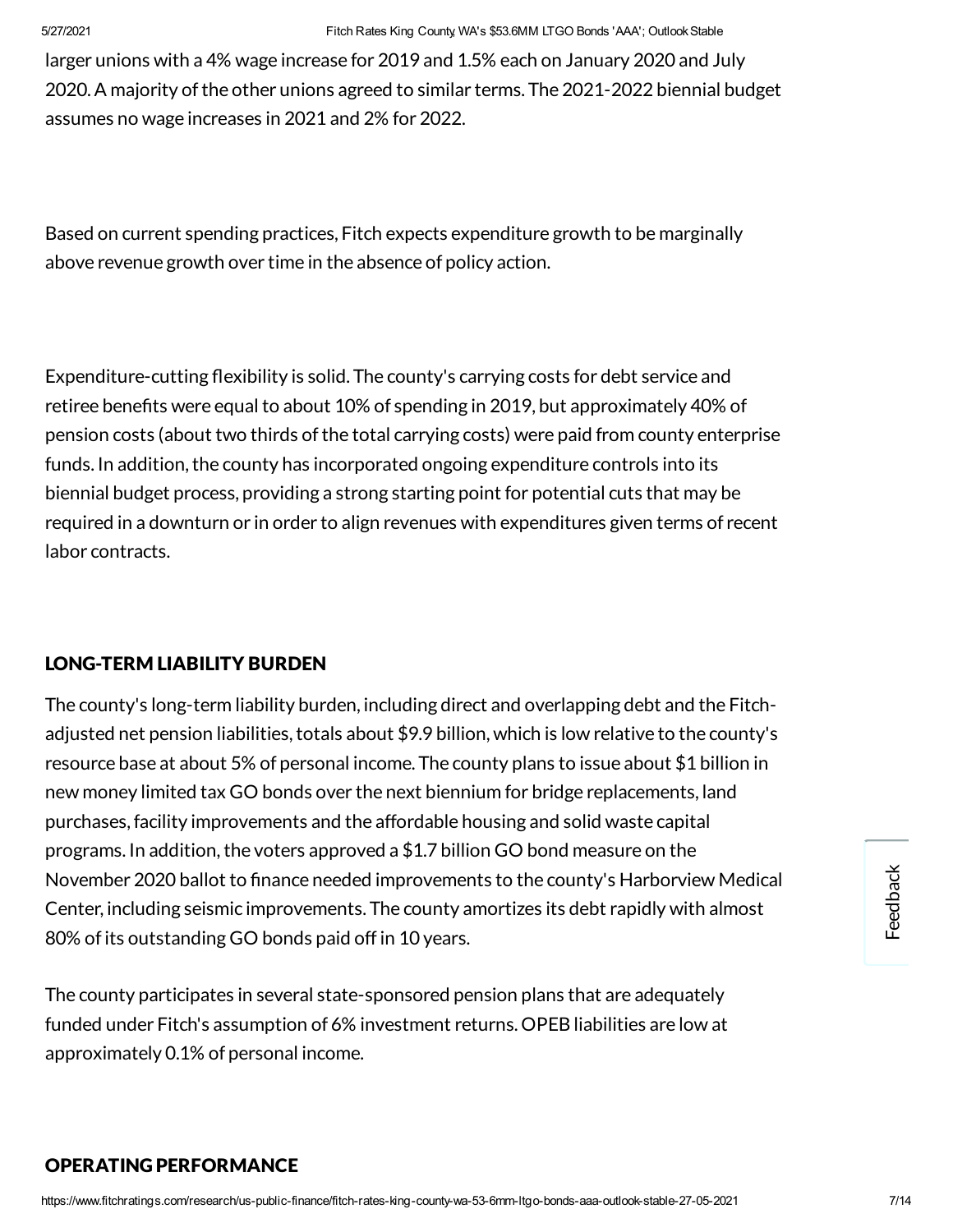larger unions with a 4% wage increase for 2019 and 1.5% each on January 2020 and July 2020. A majority of the other unions agreed to similar terms. The 2021-2022 biennial budget assumes no wage increases in 2021 and 2% for 2022.

Based on current spending practices, Fitch expects expenditure growth to be marginally above revenue growth over time in the absence of policy action.

Expenditure-cutting flexibility is solid. The county's carrying costs for debt service and retiree benefits were equal to about 10% of spending in 2019, but approximately 40% of pension costs (about two thirds of the total carrying costs) were paid from county enterprise funds. In addition, the county has incorporated ongoing expenditure controls into its biennial budget process, providing a strong starting point for potential cuts that may be required in a downturn or in order to align revenues with expenditures given terms of recent labor contracts.

## LONG-TERM LIABILITY BURDEN

The county's long-term liability burden, including direct and overlapping debt and the Fitch-adjusted net pension liabilities, totals about $9.9 billion, which is low relative to the county's resource base at about 5% of personal income. The county plans to issue about $1 billion in new money limited tax GO bonds over the next biennium for bridge replacements, land purchases, facility improvements and the affordable housing and solid waste capital programs. In addition, the voters approved a $1.7 billion GO bond measure on the November 2020 ballot to finance needed improvements to the county's Harborview Medical Center, including seismic improvements. The county amortizes its debt rapidly with almost 80% of its outstanding GO bonds paid off in 10 years.

The county participates in several state-sponsored pension plans that are adequately funded under Fitch's assumption of 6% investment returns. OPEB liabilities are low at approximately 0.1% of personal income.

## OPERATING PERFORMANCE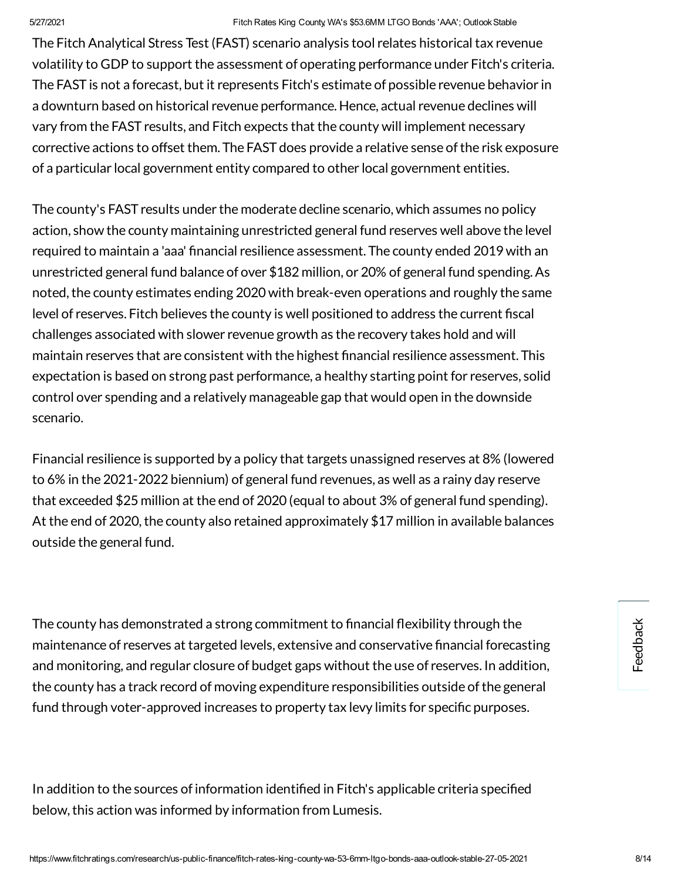The Fitch Analytical Stress Test (FAST) scenario analysis tool relates historical tax revenue volatility to GDP to support the assessment of operating performance under Fitch's criteria. The FAST is not a forecast, but it represents Fitch's estimate of possible revenue behavior in a downturn based on historical revenue performance. Hence, actual revenue declines will vary from the FAST results, and Fitch expects that the county will implement necessary corrective actions to offset them. The FAST does provide a relative sense of the risk exposure of a particular local government entity compared to other local government entities.

The county's FAST results under the moderate decline scenario, which assumes no policy action, show the county maintaining unrestricted general fund reserves well above the level required to maintain a 'aaa' financial resilience assessment. The county ended 2019 with an unrestricted general fund balance of over $182 million, or 20% of general fund spending. As noted, the county estimates ending 2020 with break-even operations and roughly the same level of reserves. Fitch believes the county is well positioned to address the current fiscal challenges associated with slower revenue growth as the recovery takes hold and will maintain reserves that are consistent with the highest financial resilience assessment. This expectation is based on strong past performance, a healthy starting point for reserves, solid control over spending and a relatively manageable gap that would open in the downside scenario.

Financial resilience is supported by a policy that targets unassigned reserves at 8% (lowered to 6% in the 2021-2022 biennium) of general fund revenues, as well as a rainy day reserve that exceeded $25 million at the end of 2020 (equal to about 3% of general fund spending). At the end of 2020, the county also retained approximately $17 million in available balances outside the general fund.

The county has demonstrated a strong commitment to financial flexibility through the maintenance of reserves at targeted levels, extensive and conservative financial forecasting and monitoring, and regular closure of budget gaps without the use of reserves. In addition, the county has a track record of moving expenditure responsibilities outside of the general fund through voter-approved increases to property tax levy limits for specific purposes.

In addition to the sources of information identified in Fitch's applicable criteria specified below, this action was informed by information from Lumesis.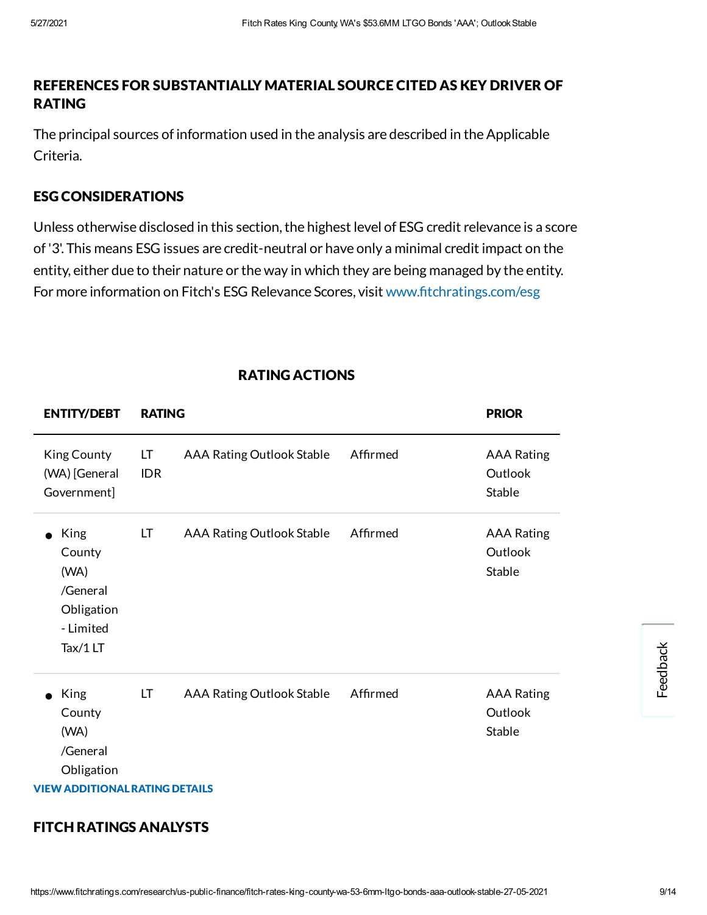## REFERENCES FOR SUBSTANTIALLY MATERIAL SOURCE CITED AS KEY DRIVER OF RATING

The principal sources of information used in the analysis are described in the Applicable Criteria.

## ESG CONSIDERATIONS

Unless otherwise disclosed in this section, the highest level of ESG credit relevance is a score of '3'. This means ESG issues are credit-neutral or have only a minimal credit impact on the entity, either due to their nature or the way in which they are being managed by the entity. For more information on Fitch's ESG Relevance Scores, visit www.fitchratings.com/esg

### RATING ACTIONS

| ENTITY/DEBT | RATING | | | PRIOR |
|---|---|---|---|---|
| King County (WA) [General Government] | LT IDR | AAA Rating Outlook Stable | Affirmed | AAA Rating Outlook Stable |
| • King County (WA) /General Obligation - Limited Tax/1 LT | LT | AAA Rating Outlook Stable | Affirmed | AAA Rating Outlook Stable |
| • King County (WA) /General Obligation | LT | AAA Rating Outlook Stable | Affirmed | AAA Rating Outlook Stable |

**VIEW ADDITIONAL RATING DETAILS**

## FITCH RATINGS ANALYSTS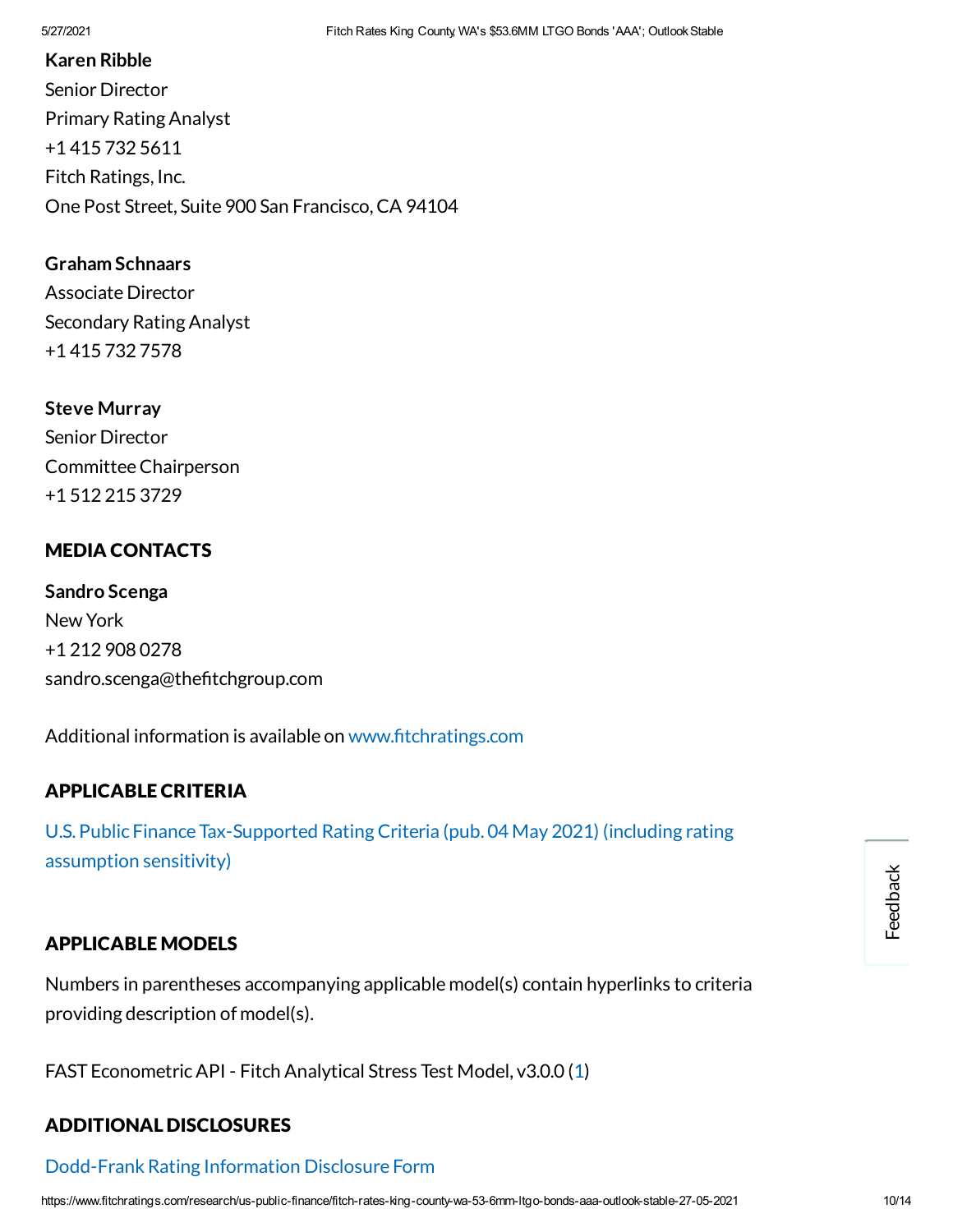**Karen Ribble**
Senior Director
Primary Rating Analyst
+1 415 732 5611
Fitch Ratings, Inc.
One Post Street, Suite 900 San Francisco, CA 94104

**Graham Schnaars**
Associate Director
Secondary Rating Analyst
+1 415 732 7578

**Steve Murray**
Senior Director
Committee Chairperson
+1 512 215 3729

## MEDIA CONTACTS

**Sandro Scenga**
New York
+1 212 908 0278
sandro.scenga@thefitchgroup.com

Additional information is available on www.fitchratings.com

## APPLICABLE CRITERIA

U.S. Public Finance Tax-Supported Rating Criteria (pub. 04 May 2021) (including rating assumption sensitivity)

## APPLICABLE MODELS

Numbers in parentheses accompanying applicable model(s) contain hyperlinks to criteria providing description of model(s).

FAST Econometric API - Fitch Analytical Stress Test Model, v3.0.0 (1)

## ADDITIONAL DISCLOSURES

Dodd-Frank Rating Information Disclosure Form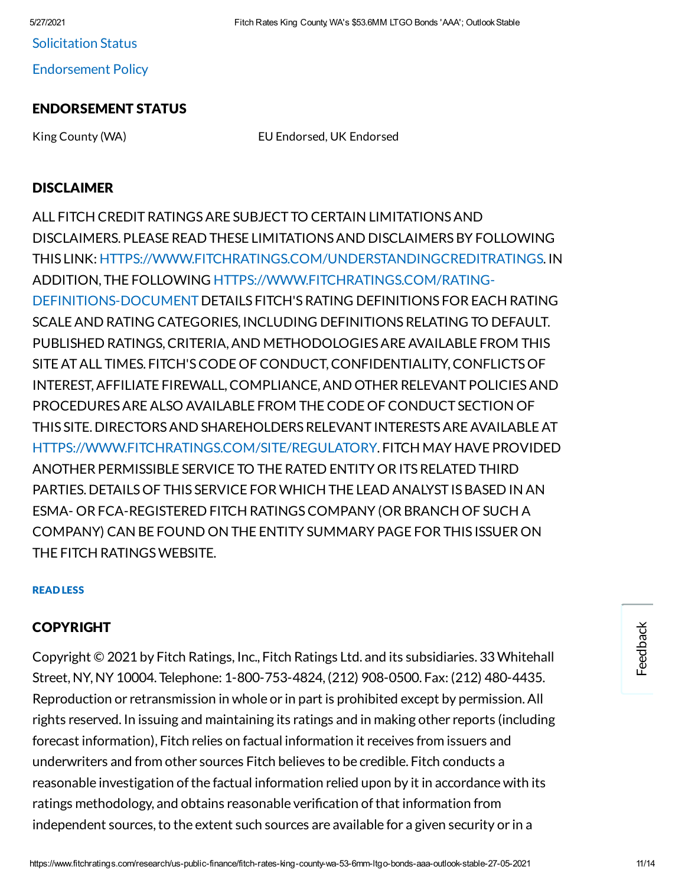Solicitation Status

Endorsement Policy

## ENDORSEMENT STATUS

| King County (WA) | EU Endorsed, UK Endorsed |
|---|---|

## DISCLAIMER

ALL FITCH CREDIT RATINGS ARE SUBJECT TO CERTAIN LIMITATIONS AND DISCLAIMERS. PLEASE READ THESE LIMITATIONS AND DISCLAIMERS BY FOLLOWING THIS LINK: HTTPS://WWW.FITCHRATINGS.COM/UNDERSTANDINGCREDITRATINGS. IN ADDITION, THE FOLLOWING HTTPS://WWW.FITCHRATINGS.COM/RATING-DEFINITIONS-DOCUMENT DETAILS FITCH'S RATING DEFINITIONS FOR EACH RATING SCALE AND RATING CATEGORIES, INCLUDING DEFINITIONS RELATING TO DEFAULT. PUBLISHED RATINGS, CRITERIA, AND METHODOLOGIES ARE AVAILABLE FROM THIS SITE AT ALL TIMES. FITCH'S CODE OF CONDUCT, CONFIDENTIALITY, CONFLICTS OF INTEREST, AFFILIATE FIREWALL, COMPLIANCE, AND OTHER RELEVANT POLICIES AND PROCEDURES ARE ALSO AVAILABLE FROM THE CODE OF CONDUCT SECTION OF THIS SITE. DIRECTORS AND SHAREHOLDERS RELEVANT INTERESTS ARE AVAILABLE AT HTTPS://WWW.FITCHRATINGS.COM/SITE/REGULATORY. FITCH MAY HAVE PROVIDED ANOTHER PERMISSIBLE SERVICE TO THE RATED ENTITY OR ITS RELATED THIRD PARTIES. DETAILS OF THIS SERVICE FOR WHICH THE LEAD ANALYST IS BASED IN AN ESMA- OR FCA-REGISTERED FITCH RATINGS COMPANY (OR BRANCH OF SUCH A COMPANY) CAN BE FOUND ON THE ENTITY SUMMARY PAGE FOR THIS ISSUER ON THE FITCH RATINGS WEBSITE.

READ LESS

## COPYRIGHT

Copyright © 2021 by Fitch Ratings, Inc., Fitch Ratings Ltd. and its subsidiaries. 33 Whitehall Street, NY, NY 10004. Telephone: 1-800-753-4824, (212) 908-0500. Fax: (212) 480-4435. Reproduction or retransmission in whole or in part is prohibited except by permission. All rights reserved. In issuing and maintaining its ratings and in making other reports (including forecast information), Fitch relies on factual information it receives from issuers and underwriters and from other sources Fitch believes to be credible. Fitch conducts a reasonable investigation of the factual information relied upon by it in accordance with its ratings methodology, and obtains reasonable verification of that information from independent sources, to the extent such sources are available for a given security or in a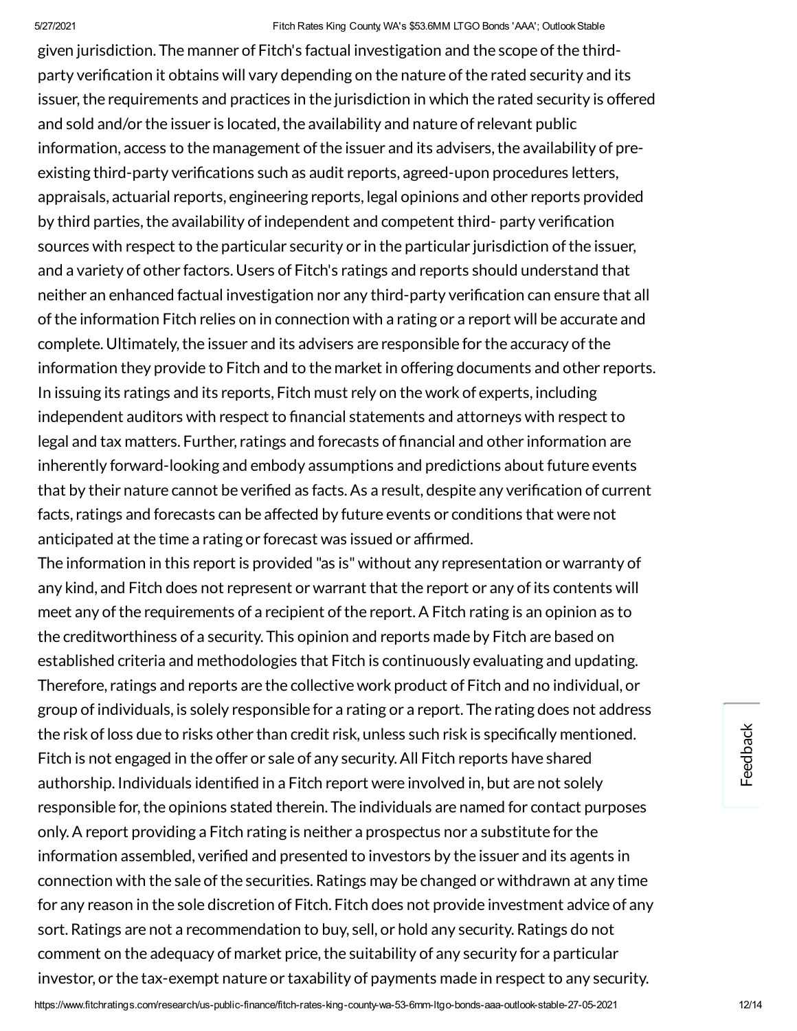given jurisdiction. The manner of Fitch's factual investigation and the scope of the third-party verification it obtains will vary depending on the nature of the rated security and its issuer, the requirements and practices in the jurisdiction in which the rated security is offered and sold and/or the issuer is located, the availability and nature of relevant public information, access to the management of the issuer and its advisers, the availability of pre-existing third-party verifications such as audit reports, agreed-upon procedures letters, appraisals, actuarial reports, engineering reports, legal opinions and other reports provided by third parties, the availability of independent and competent third- party verification sources with respect to the particular security or in the particular jurisdiction of the issuer, and a variety of other factors. Users of Fitch's ratings and reports should understand that neither an enhanced factual investigation nor any third-party verification can ensure that all of the information Fitch relies on in connection with a rating or a report will be accurate and complete. Ultimately, the issuer and its advisers are responsible for the accuracy of the information they provide to Fitch and to the market in offering documents and other reports. In issuing its ratings and its reports, Fitch must rely on the work of experts, including independent auditors with respect to financial statements and attorneys with respect to legal and tax matters. Further, ratings and forecasts of financial and other information are inherently forward-looking and embody assumptions and predictions about future events that by their nature cannot be verified as facts. As a result, despite any verification of current facts, ratings and forecasts can be affected by future events or conditions that were not anticipated at the time a rating or forecast was issued or affirmed.

The information in this report is provided "as is" without any representation or warranty of any kind, and Fitch does not represent or warrant that the report or any of its contents will meet any of the requirements of a recipient of the report. A Fitch rating is an opinion as to the creditworthiness of a security. This opinion and reports made by Fitch are based on established criteria and methodologies that Fitch is continuously evaluating and updating. Therefore, ratings and reports are the collective work product of Fitch and no individual, or group of individuals, is solely responsible for a rating or a report. The rating does not address the risk of loss due to risks other than credit risk, unless such risk is specifically mentioned. Fitch is not engaged in the offer or sale of any security. All Fitch reports have shared authorship. Individuals identified in a Fitch report were involved in, but are not solely responsible for, the opinions stated therein. The individuals are named for contact purposes only. A report providing a Fitch rating is neither a prospectus nor a substitute for the information assembled, verified and presented to investors by the issuer and its agents in connection with the sale of the securities. Ratings may be changed or withdrawn at any time for any reason in the sole discretion of Fitch. Fitch does not provide investment advice of any sort. Ratings are not a recommendation to buy, sell, or hold any security. Ratings do not comment on the adequacy of market price, the suitability of any security for a particular investor, or the tax-exempt nature or taxability of payments made in respect to any security.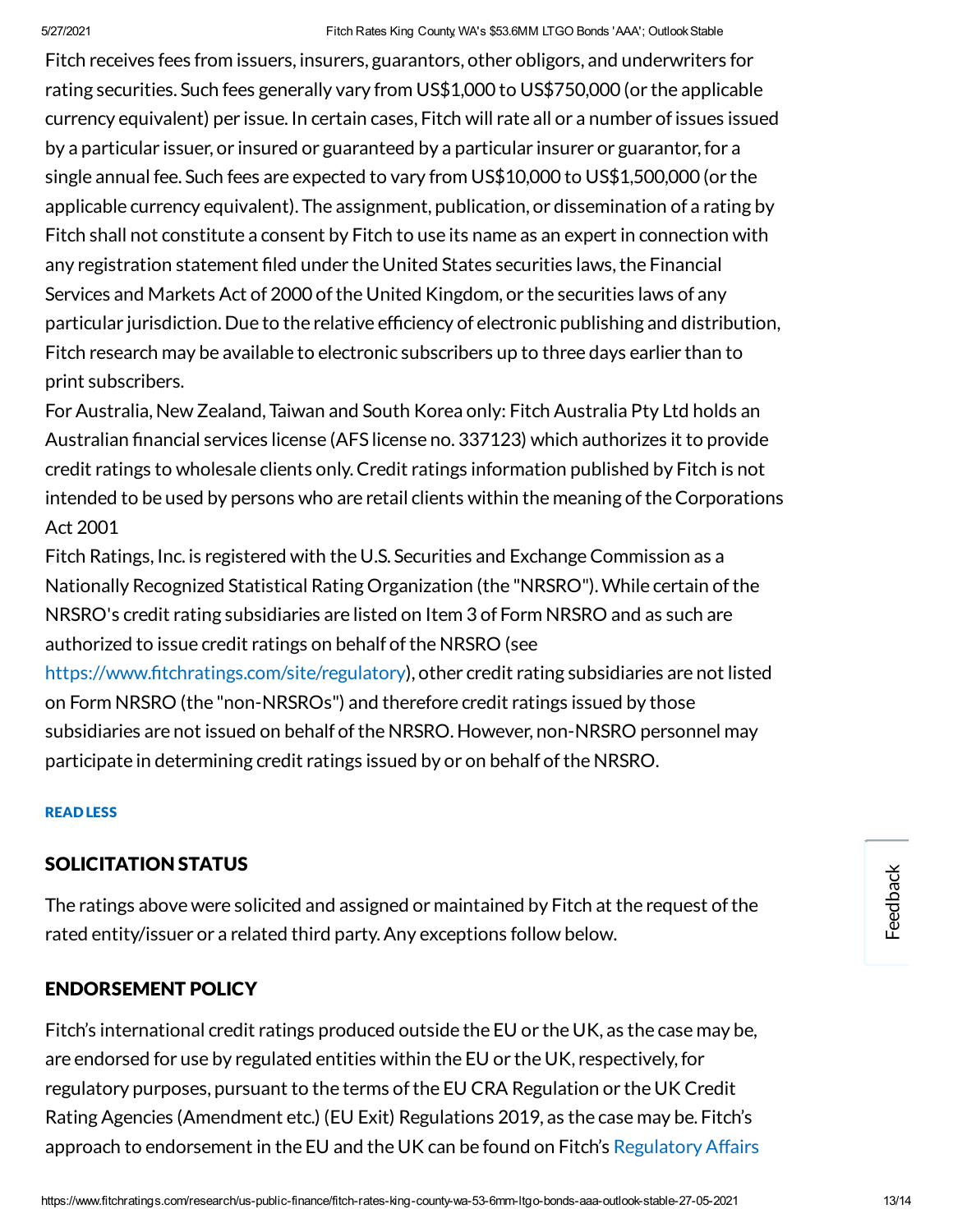Fitch receives fees from issuers, insurers, guarantors, other obligors, and underwriters for rating securities. Such fees generally vary from US$1,000 to US$750,000 (or the applicable currency equivalent) per issue. In certain cases, Fitch will rate all or a number of issues issued by a particular issuer, or insured or guaranteed by a particular insurer or guarantor, for a single annual fee. Such fees are expected to vary from US$10,000 to US$1,500,000 (or the applicable currency equivalent). The assignment, publication, or dissemination of a rating by Fitch shall not constitute a consent by Fitch to use its name as an expert in connection with any registration statement filed under the United States securities laws, the Financial Services and Markets Act of 2000 of the United Kingdom, or the securities laws of any particular jurisdiction. Due to the relative efficiency of electronic publishing and distribution, Fitch research may be available to electronic subscribers up to three days earlier than to print subscribers.

For Australia, New Zealand, Taiwan and South Korea only: Fitch Australia Pty Ltd holds an Australian financial services license (AFS license no. 337123) which authorizes it to provide credit ratings to wholesale clients only. Credit ratings information published by Fitch is not intended to be used by persons who are retail clients within the meaning of the Corporations Act 2001

Fitch Ratings, Inc. is registered with the U.S. Securities and Exchange Commission as a Nationally Recognized Statistical Rating Organization (the "NRSRO"). While certain of the NRSRO's credit rating subsidiaries are listed on Item 3 of Form NRSRO and as such are authorized to issue credit ratings on behalf of the NRSRO (see https://www.fitchratings.com/site/regulatory), other credit rating subsidiaries are not listed on Form NRSRO (the "non-NRSROs") and therefore credit ratings issued by those subsidiaries are not issued on behalf of the NRSRO. However, non-NRSRO personnel may participate in determining credit ratings issued by or on behalf of the NRSRO.

READ LESS

## SOLICITATION STATUS

The ratings above were solicited and assigned or maintained by Fitch at the request of the rated entity/issuer or a related third party. Any exceptions follow below.

## ENDORSEMENT POLICY

Fitch's international credit ratings produced outside the EU or the UK, as the case may be, are endorsed for use by regulated entities within the EU or the UK, respectively, for regulatory purposes, pursuant to the terms of the EU CRA Regulation or the UK Credit Rating Agencies (Amendment etc.) (EU Exit) Regulations 2019, as the case may be. Fitch's approach to endorsement in the EU and the UK can be found on Fitch's Regulatory Affairs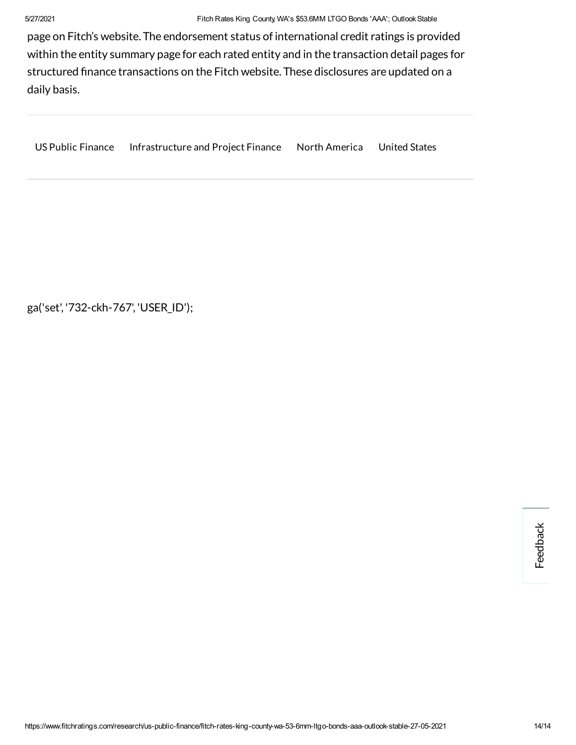page on Fitch's website. The endorsement status of international credit ratings is provided within the entity summary page for each rated entity and in the transaction detail pages for structured finance transactions on the Fitch website. These disclosures are updated on a daily basis.

US Public Finance    Infrastructure and Project Finance    North America    United States

ga('set', '732-ckh-767', 'USER_ID');

Feedback